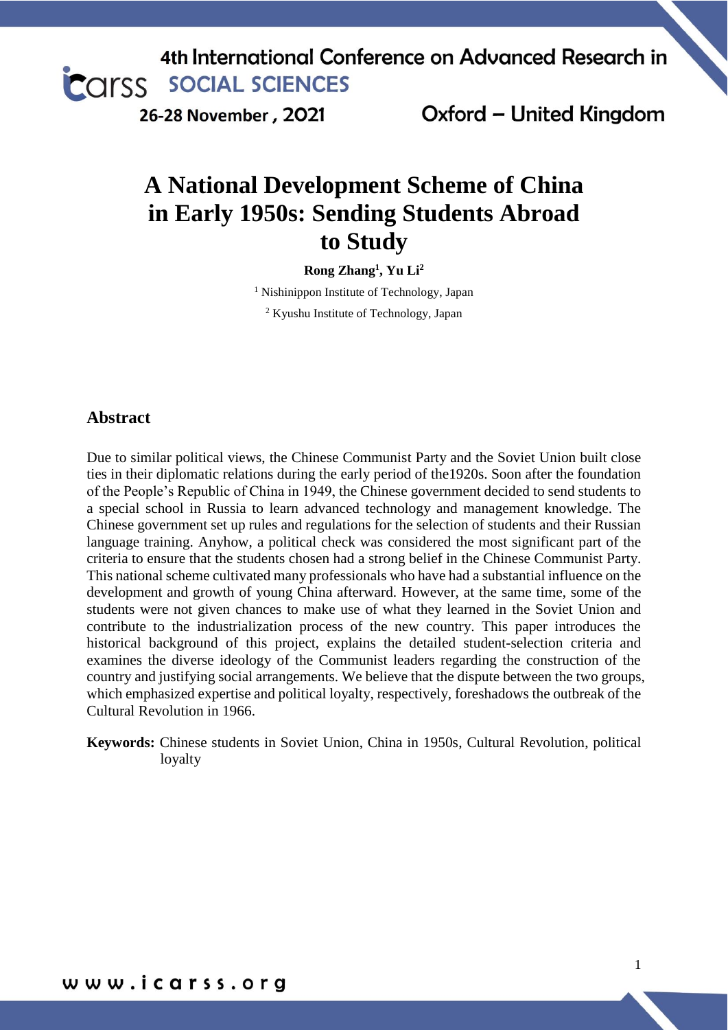# A National Development Scheme of China in Early 1950s: Sending Students Abroad to Study

**Rong Zhang[1], Yu Li[2]**

[1] Nishinippon Institute of Technology, Japan

[2] Kyushu Institute of Technology, Japan

## Abstract

Due to similar political views, the Chinese Communist Party and the Soviet Union built close ties in their diplomatic relations during the early period of the1920s. Soon after the foundation of the People's Republic of China in 1949, the Chinese government decided to send students to a special school in Russia to learn advanced technology and management knowledge. The Chinese government set up rules and regulations for the selection of students and their Russian language training. Anyhow, a political check was considered the most significant part of the criteria to ensure that the students chosen had a strong belief in the Chinese Communist Party. This national scheme cultivated many professionals who have had a substantial influence on the development and growth of young China afterward. However, at the same time, some of the students were not given chances to make use of what they learned in the Soviet Union and contribute to the industrialization process of the new country. This paper introduces the historical background of this project, explains the detailed student-selection criteria and examines the diverse ideology of the Communist leaders regarding the construction of the country and justifying social arrangements. We believe that the dispute between the two groups, which emphasized expertise and political loyalty, respectively, foreshadows the outbreak of the Cultural Revolution in 1966.

**Keywords:** Chinese students in Soviet Union, China in 1950s, Cultural Revolution, political loyalty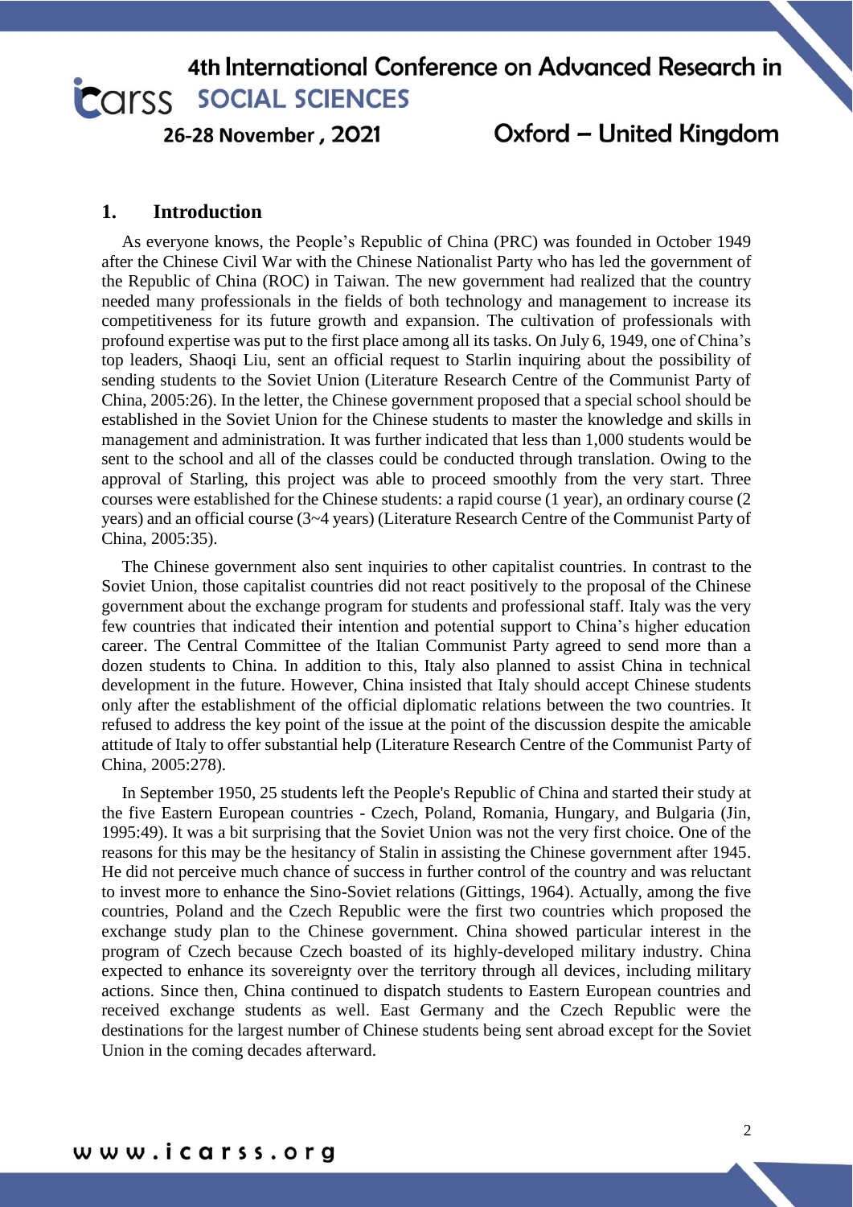## 1. Introduction

As everyone knows, the People's Republic of China (PRC) was founded in October 1949 after the Chinese Civil War with the Chinese Nationalist Party who has led the government of the Republic of China (ROC) in Taiwan. The new government had realized that the country needed many professionals in the fields of both technology and management to increase its competitiveness for its future growth and expansion. The cultivation of professionals with profound expertise was put to the first place among all its tasks. On July 6, 1949, one of China's top leaders, Shaoqi Liu, sent an official request to Starlin inquiring about the possibility of sending students to the Soviet Union (Literature Research Centre of the Communist Party of China, 2005:26). In the letter, the Chinese government proposed that a special school should be established in the Soviet Union for the Chinese students to master the knowledge and skills in management and administration. It was further indicated that less than 1,000 students would be sent to the school and all of the classes could be conducted through translation. Owing to the approval of Starling, this project was able to proceed smoothly from the very start. Three courses were established for the Chinese students: a rapid course (1 year), an ordinary course (2 years) and an official course (3~4 years) (Literature Research Centre of the Communist Party of China, 2005:35).

The Chinese government also sent inquiries to other capitalist countries. In contrast to the Soviet Union, those capitalist countries did not react positively to the proposal of the Chinese government about the exchange program for students and professional staff. Italy was the very few countries that indicated their intention and potential support to China's higher education career. The Central Committee of the Italian Communist Party agreed to send more than a dozen students to China. In addition to this, Italy also planned to assist China in technical development in the future. However, China insisted that Italy should accept Chinese students only after the establishment of the official diplomatic relations between the two countries. It refused to address the key point of the issue at the point of the discussion despite the amicable attitude of Italy to offer substantial help (Literature Research Centre of the Communist Party of China, 2005:278).

In September 1950, 25 students left the People's Republic of China and started their study at the five Eastern European countries - Czech, Poland, Romania, Hungary, and Bulgaria (Jin, 1995:49). It was a bit surprising that the Soviet Union was not the very first choice. One of the reasons for this may be the hesitancy of Stalin in assisting the Chinese government after 1945. He did not perceive much chance of success in further control of the country and was reluctant to invest more to enhance the Sino-Soviet relations (Gittings, 1964). Actually, among the five countries, Poland and the Czech Republic were the first two countries which proposed the exchange study plan to the Chinese government. China showed particular interest in the program of Czech because Czech boasted of its highly-developed military industry. China expected to enhance its sovereignty over the territory through all devices, including military actions. Since then, China continued to dispatch students to Eastern European countries and received exchange students as well. East Germany and the Czech Republic were the destinations for the largest number of Chinese students being sent abroad except for the Soviet Union in the coming decades afterward.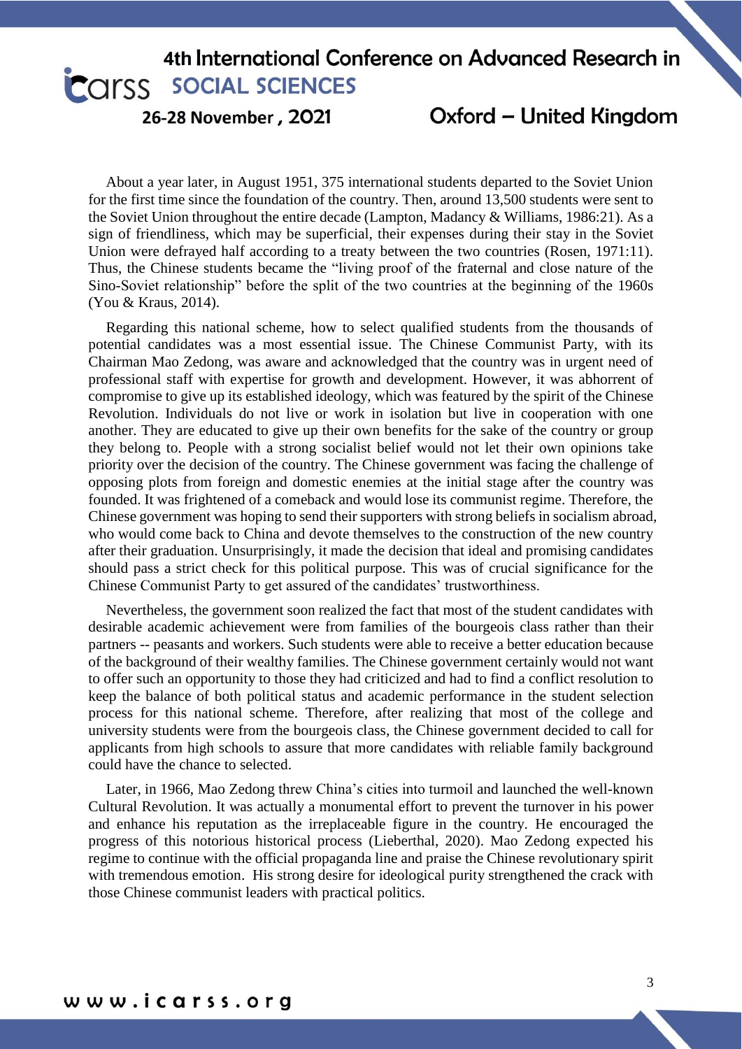About a year later, in August 1951, 375 international students departed to the Soviet Union for the first time since the foundation of the country. Then, around 13,500 students were sent to the Soviet Union throughout the entire decade (Lampton, Madancy & Williams, 1986:21). As a sign of friendliness, which may be superficial, their expenses during their stay in the Soviet Union were defrayed half according to a treaty between the two countries (Rosen, 1971:11). Thus, the Chinese students became the "living proof of the fraternal and close nature of the Sino-Soviet relationship" before the split of the two countries at the beginning of the 1960s (You & Kraus, 2014).

Regarding this national scheme, how to select qualified students from the thousands of potential candidates was a most essential issue. The Chinese Communist Party, with its Chairman Mao Zedong, was aware and acknowledged that the country was in urgent need of professional staff with expertise for growth and development. However, it was abhorrent of compromise to give up its established ideology, which was featured by the spirit of the Chinese Revolution. Individuals do not live or work in isolation but live in cooperation with one another. They are educated to give up their own benefits for the sake of the country or group they belong to. People with a strong socialist belief would not let their own opinions take priority over the decision of the country. The Chinese government was facing the challenge of opposing plots from foreign and domestic enemies at the initial stage after the country was founded. It was frightened of a comeback and would lose its communist regime. Therefore, the Chinese government was hoping to send their supporters with strong beliefs in socialism abroad, who would come back to China and devote themselves to the construction of the new country after their graduation. Unsurprisingly, it made the decision that ideal and promising candidates should pass a strict check for this political purpose. This was of crucial significance for the Chinese Communist Party to get assured of the candidates' trustworthiness.

Nevertheless, the government soon realized the fact that most of the student candidates with desirable academic achievement were from families of the bourgeois class rather than their partners -- peasants and workers. Such students were able to receive a better education because of the background of their wealthy families. The Chinese government certainly would not want to offer such an opportunity to those they had criticized and had to find a conflict resolution to keep the balance of both political status and academic performance in the student selection process for this national scheme. Therefore, after realizing that most of the college and university students were from the bourgeois class, the Chinese government decided to call for applicants from high schools to assure that more candidates with reliable family background could have the chance to selected.

Later, in 1966, Mao Zedong threw China's cities into turmoil and launched the well-known Cultural Revolution. It was actually a monumental effort to prevent the turnover in his power and enhance his reputation as the irreplaceable figure in the country. He encouraged the progress of this notorious historical process (Lieberthal, 2020). Mao Zedong expected his regime to continue with the official propaganda line and praise the Chinese revolutionary spirit with tremendous emotion. His strong desire for ideological purity strengthened the crack with those Chinese communist leaders with practical politics.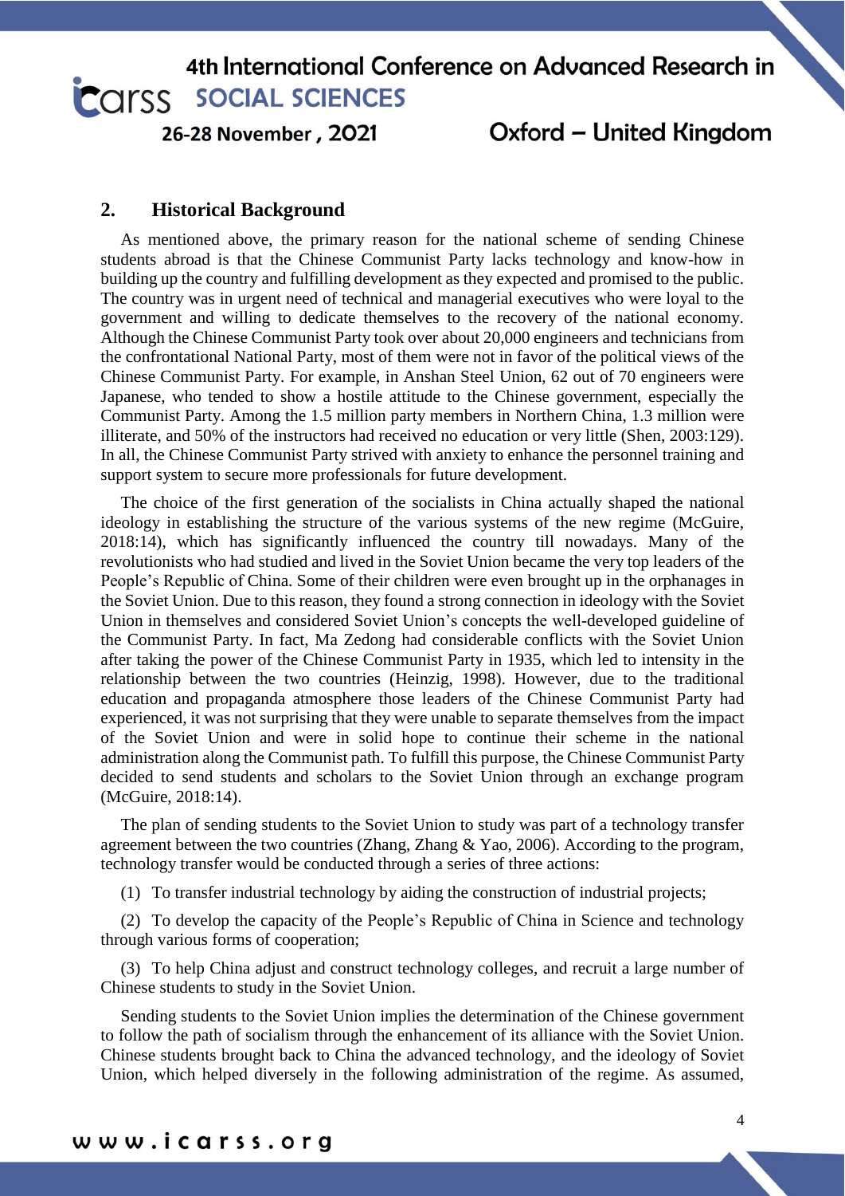## 2. Historical Background

As mentioned above, the primary reason for the national scheme of sending Chinese students abroad is that the Chinese Communist Party lacks technology and know-how in building up the country and fulfilling development as they expected and promised to the public. The country was in urgent need of technical and managerial executives who were loyal to the government and willing to dedicate themselves to the recovery of the national economy. Although the Chinese Communist Party took over about 20,000 engineers and technicians from the confrontational National Party, most of them were not in favor of the political views of the Chinese Communist Party. For example, in Anshan Steel Union, 62 out of 70 engineers were Japanese, who tended to show a hostile attitude to the Chinese government, especially the Communist Party. Among the 1.5 million party members in Northern China, 1.3 million were illiterate, and 50% of the instructors had received no education or very little (Shen, 2003:129). In all, the Chinese Communist Party strived with anxiety to enhance the personnel training and support system to secure more professionals for future development.

The choice of the first generation of the socialists in China actually shaped the national ideology in establishing the structure of the various systems of the new regime (McGuire, 2018:14), which has significantly influenced the country till nowadays. Many of the revolutionists who had studied and lived in the Soviet Union became the very top leaders of the People's Republic of China. Some of their children were even brought up in the orphanages in the Soviet Union. Due to this reason, they found a strong connection in ideology with the Soviet Union in themselves and considered Soviet Union's concepts the well-developed guideline of the Communist Party. In fact, Ma Zedong had considerable conflicts with the Soviet Union after taking the power of the Chinese Communist Party in 1935, which led to intensity in the relationship between the two countries (Heinzig, 1998). However, due to the traditional education and propaganda atmosphere those leaders of the Chinese Communist Party had experienced, it was not surprising that they were unable to separate themselves from the impact of the Soviet Union and were in solid hope to continue their scheme in the national administration along the Communist path. To fulfill this purpose, the Chinese Communist Party decided to send students and scholars to the Soviet Union through an exchange program (McGuire, 2018:14).

The plan of sending students to the Soviet Union to study was part of a technology transfer agreement between the two countries (Zhang, Zhang & Yao, 2006). According to the program, technology transfer would be conducted through a series of three actions:

(1) To transfer industrial technology by aiding the construction of industrial projects;

(2) To develop the capacity of the People's Republic of China in Science and technology through various forms of cooperation;

(3) To help China adjust and construct technology colleges, and recruit a large number of Chinese students to study in the Soviet Union.

Sending students to the Soviet Union implies the determination of the Chinese government to follow the path of socialism through the enhancement of its alliance with the Soviet Union. Chinese students brought back to China the advanced technology, and the ideology of Soviet Union, which helped diversely in the following administration of the regime. As assumed,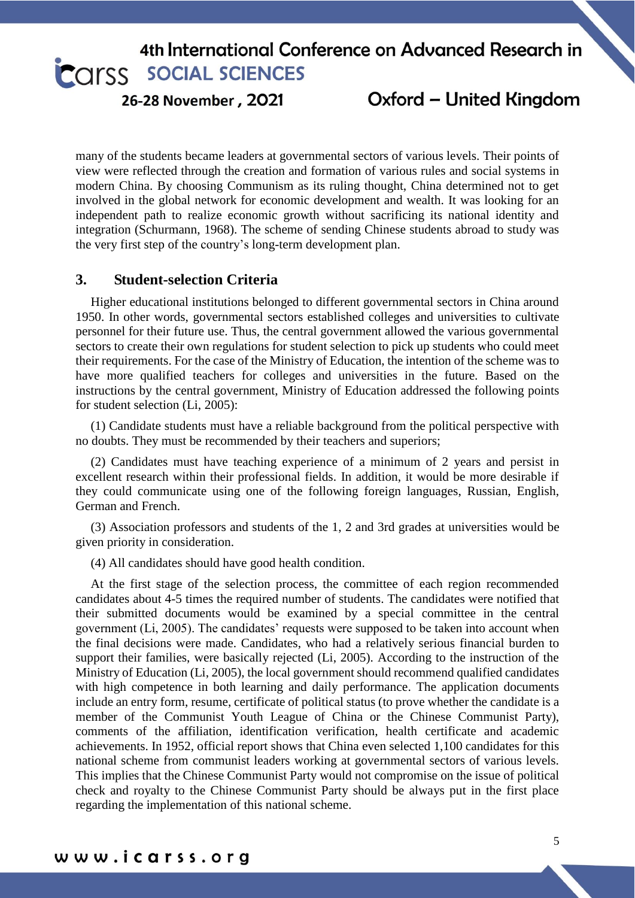many of the students became leaders at governmental sectors of various levels. Their points of view were reflected through the creation and formation of various rules and social systems in modern China. By choosing Communism as its ruling thought, China determined not to get involved in the global network for economic development and wealth. It was looking for an independent path to realize economic growth without sacrificing its national identity and integration (Schurmann, 1968). The scheme of sending Chinese students abroad to study was the very first step of the country's long-term development plan.

## 3. Student-selection Criteria

Higher educational institutions belonged to different governmental sectors in China around 1950. In other words, governmental sectors established colleges and universities to cultivate personnel for their future use. Thus, the central government allowed the various governmental sectors to create their own regulations for student selection to pick up students who could meet their requirements. For the case of the Ministry of Education, the intention of the scheme was to have more qualified teachers for colleges and universities in the future. Based on the instructions by the central government, Ministry of Education addressed the following points for student selection (Li, 2005):

(1) Candidate students must have a reliable background from the political perspective with no doubts. They must be recommended by their teachers and superiors;

(2) Candidates must have teaching experience of a minimum of 2 years and persist in excellent research within their professional fields. In addition, it would be more desirable if they could communicate using one of the following foreign languages, Russian, English, German and French.

(3) Association professors and students of the 1, 2 and 3rd grades at universities would be given priority in consideration.

(4) All candidates should have good health condition.

At the first stage of the selection process, the committee of each region recommended candidates about 4-5 times the required number of students. The candidates were notified that their submitted documents would be examined by a special committee in the central government (Li, 2005). The candidates' requests were supposed to be taken into account when the final decisions were made. Candidates, who had a relatively serious financial burden to support their families, were basically rejected (Li, 2005). According to the instruction of the Ministry of Education (Li, 2005), the local government should recommend qualified candidates with high competence in both learning and daily performance. The application documents include an entry form, resume, certificate of political status (to prove whether the candidate is a member of the Communist Youth League of China or the Chinese Communist Party), comments of the affiliation, identification verification, health certificate and academic achievements. In 1952, official report shows that China even selected 1,100 candidates for this national scheme from communist leaders working at governmental sectors of various levels. This implies that the Chinese Communist Party would not compromise on the issue of political check and royalty to the Chinese Communist Party should be always put in the first place regarding the implementation of this national scheme.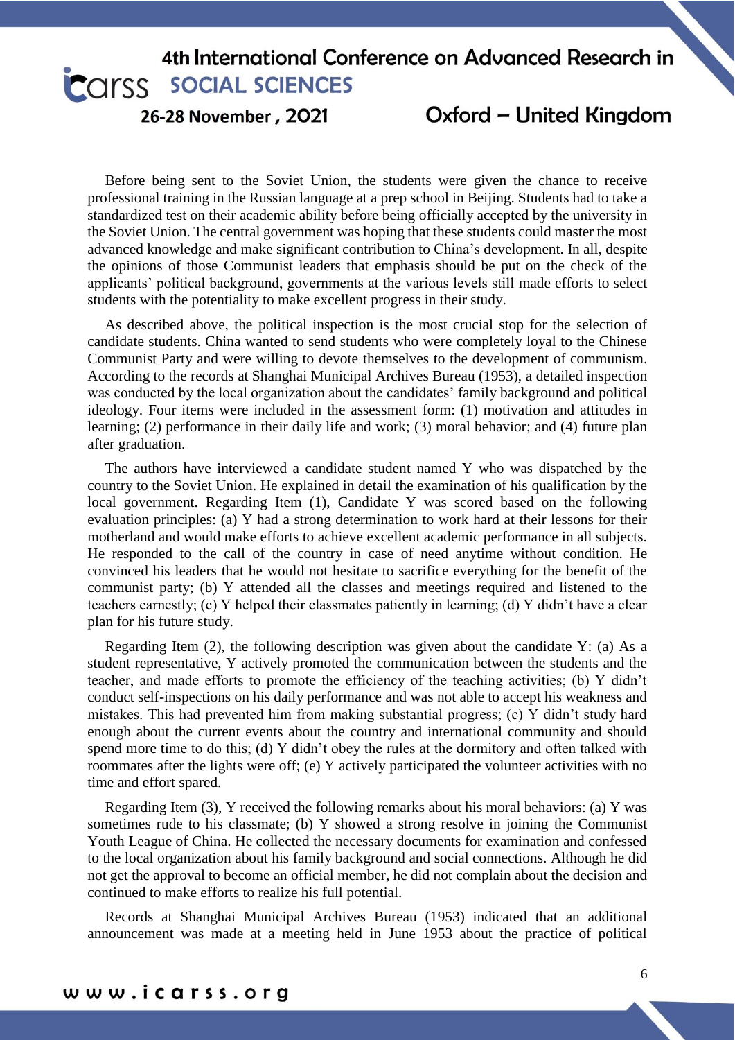Before being sent to the Soviet Union, the students were given the chance to receive professional training in the Russian language at a prep school in Beijing. Students had to take a standardized test on their academic ability before being officially accepted by the university in the Soviet Union. The central government was hoping that these students could master the most advanced knowledge and make significant contribution to China's development. In all, despite the opinions of those Communist leaders that emphasis should be put on the check of the applicants' political background, governments at the various levels still made efforts to select students with the potentiality to make excellent progress in their study.

As described above, the political inspection is the most crucial stop for the selection of candidate students. China wanted to send students who were completely loyal to the Chinese Communist Party and were willing to devote themselves to the development of communism. According to the records at Shanghai Municipal Archives Bureau (1953), a detailed inspection was conducted by the local organization about the candidates' family background and political ideology. Four items were included in the assessment form: (1) motivation and attitudes in learning; (2) performance in their daily life and work; (3) moral behavior; and (4) future plan after graduation.

The authors have interviewed a candidate student named Y who was dispatched by the country to the Soviet Union. He explained in detail the examination of his qualification by the local government. Regarding Item (1), Candidate Y was scored based on the following evaluation principles: (a) Y had a strong determination to work hard at their lessons for their motherland and would make efforts to achieve excellent academic performance in all subjects. He responded to the call of the country in case of need anytime without condition. He convinced his leaders that he would not hesitate to sacrifice everything for the benefit of the communist party; (b) Y attended all the classes and meetings required and listened to the teachers earnestly; (c) Y helped their classmates patiently in learning; (d) Y didn't have a clear plan for his future study.

Regarding Item (2), the following description was given about the candidate Y: (a) As a student representative, Y actively promoted the communication between the students and the teacher, and made efforts to promote the efficiency of the teaching activities; (b) Y didn't conduct self-inspections on his daily performance and was not able to accept his weakness and mistakes. This had prevented him from making substantial progress; (c) Y didn't study hard enough about the current events about the country and international community and should spend more time to do this; (d) Y didn't obey the rules at the dormitory and often talked with roommates after the lights were off; (e) Y actively participated the volunteer activities with no time and effort spared.

Regarding Item (3), Y received the following remarks about his moral behaviors: (a) Y was sometimes rude to his classmate; (b) Y showed a strong resolve in joining the Communist Youth League of China. He collected the necessary documents for examination and confessed to the local organization about his family background and social connections. Although he did not get the approval to become an official member, he did not complain about the decision and continued to make efforts to realize his full potential.

Records at Shanghai Municipal Archives Bureau (1953) indicated that an additional announcement was made at a meeting held in June 1953 about the practice of political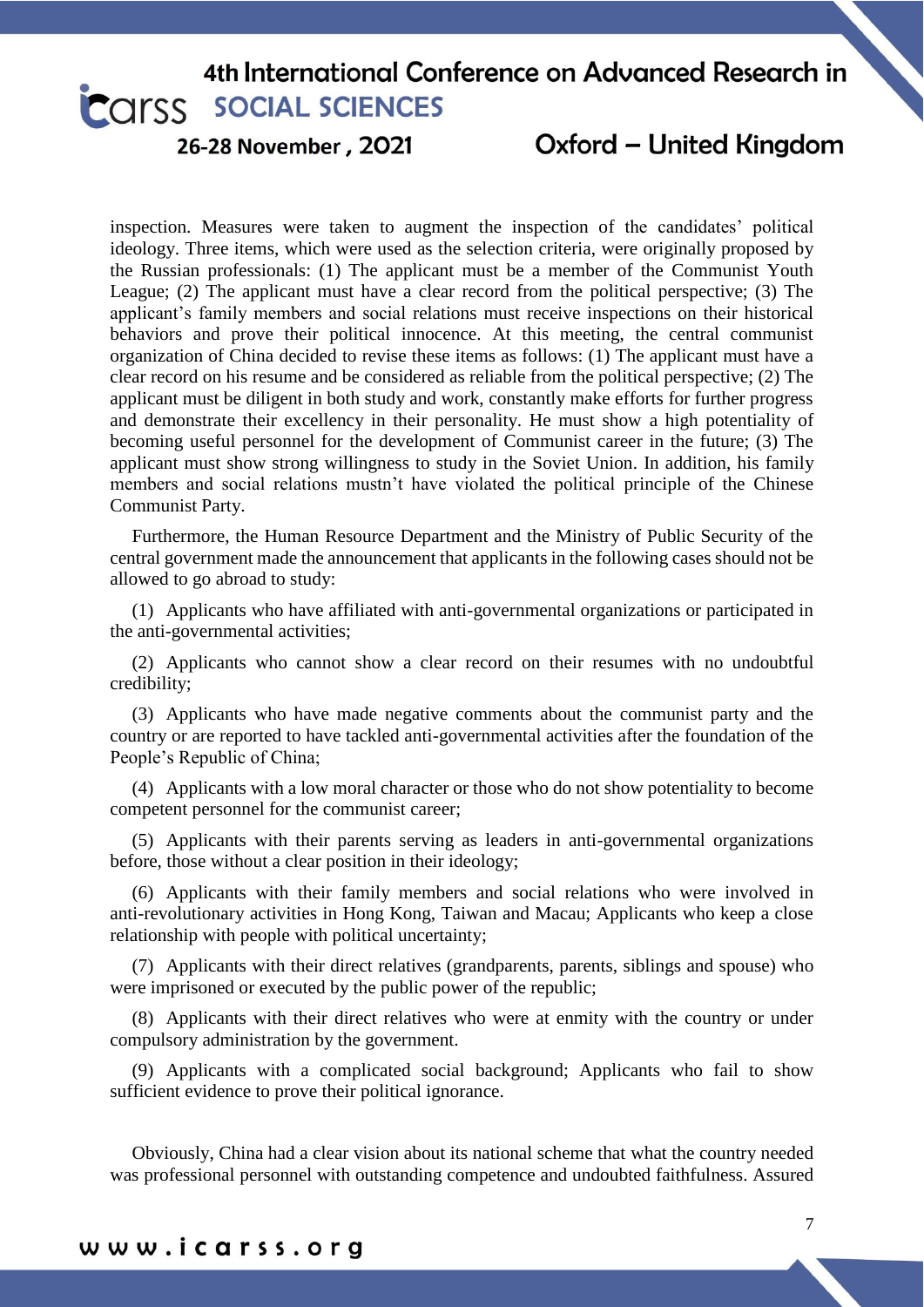inspection. Measures were taken to augment the inspection of the candidates' political ideology. Three items, which were used as the selection criteria, were originally proposed by the Russian professionals: (1) The applicant must be a member of the Communist Youth League; (2) The applicant must have a clear record from the political perspective; (3) The applicant's family members and social relations must receive inspections on their historical behaviors and prove their political innocence. At this meeting, the central communist organization of China decided to revise these items as follows: (1) The applicant must have a clear record on his resume and be considered as reliable from the political perspective; (2) The applicant must be diligent in both study and work, constantly make efforts for further progress and demonstrate their excellency in their personality. He must show a high potentiality of becoming useful personnel for the development of Communist career in the future; (3) The applicant must show strong willingness to study in the Soviet Union. In addition, his family members and social relations mustn't have violated the political principle of the Chinese Communist Party.

Furthermore, the Human Resource Department and the Ministry of Public Security of the central government made the announcement that applicants in the following cases should not be allowed to go abroad to study:

(1) Applicants who have affiliated with anti-governmental organizations or participated in the anti-governmental activities;

(2) Applicants who cannot show a clear record on their resumes with no undoubtful credibility;

(3) Applicants who have made negative comments about the communist party and the country or are reported to have tackled anti-governmental activities after the foundation of the People's Republic of China;

(4) Applicants with a low moral character or those who do not show potentiality to become competent personnel for the communist career;

(5) Applicants with their parents serving as leaders in anti-governmental organizations before, those without a clear position in their ideology;

(6) Applicants with their family members and social relations who were involved in anti-revolutionary activities in Hong Kong, Taiwan and Macau; Applicants who keep a close relationship with people with political uncertainty;

(7) Applicants with their direct relatives (grandparents, parents, siblings and spouse) who were imprisoned or executed by the public power of the republic;

(8) Applicants with their direct relatives who were at enmity with the country or under compulsory administration by the government.

(9) Applicants with a complicated social background; Applicants who fail to show sufficient evidence to prove their political ignorance.

Obviously, China had a clear vision about its national scheme that what the country needed was professional personnel with outstanding competence and undoubted faithfulness. Assured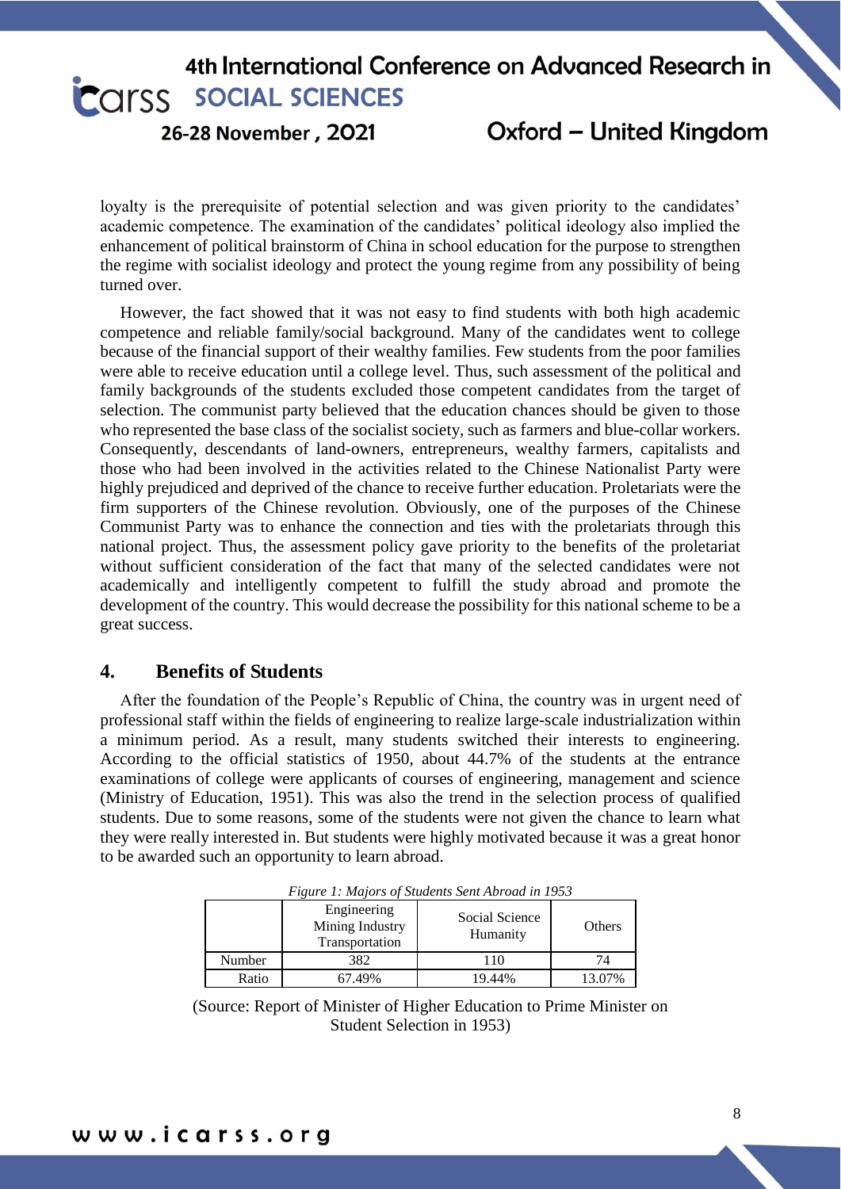loyalty is the prerequisite of potential selection and was given priority to the candidates' academic competence. The examination of the candidates' political ideology also implied the enhancement of political brainstorm of China in school education for the purpose to strengthen the regime with socialist ideology and protect the young regime from any possibility of being turned over.

However, the fact showed that it was not easy to find students with both high academic competence and reliable family/social background. Many of the candidates went to college because of the financial support of their wealthy families. Few students from the poor families were able to receive education until a college level. Thus, such assessment of the political and family backgrounds of the students excluded those competent candidates from the target of selection. The communist party believed that the education chances should be given to those who represented the base class of the socialist society, such as farmers and blue-collar workers. Consequently, descendants of land-owners, entrepreneurs, wealthy farmers, capitalists and those who had been involved in the activities related to the Chinese Nationalist Party were highly prejudiced and deprived of the chance to receive further education. Proletariats were the firm supporters of the Chinese revolution. Obviously, one of the purposes of the Chinese Communist Party was to enhance the connection and ties with the proletariats through this national project. Thus, the assessment policy gave priority to the benefits of the proletariat without sufficient consideration of the fact that many of the selected candidates were not academically and intelligently competent to fulfill the study abroad and promote the development of the country. This would decrease the possibility for this national scheme to be a great success.

## 4. Benefits of Students

After the foundation of the People's Republic of China, the country was in urgent need of professional staff within the fields of engineering to realize large-scale industrialization within a minimum period. As a result, many students switched their interests to engineering. According to the official statistics of 1950, about 44.7% of the students at the entrance examinations of college were applicants of courses of engineering, management and science (Ministry of Education, 1951). This was also the trend in the selection process of qualified students. Due to some reasons, some of the students were not given the chance to learn what they were really interested in. But students were highly motivated because it was a great honor to be awarded such an opportunity to learn abroad.

*Figure 1: Majors of Students Sent Abroad in 1953*

| | Engineering Mining Industry Transportation | Social Science Humanity | Others |
|---|---|---|---|
| Number | 382 | 110 | 74 |
| Ratio | 67.49% | 19.44% | 13.07% |

(Source: Report of Minister of Higher Education to Prime Minister on Student Selection in 1953)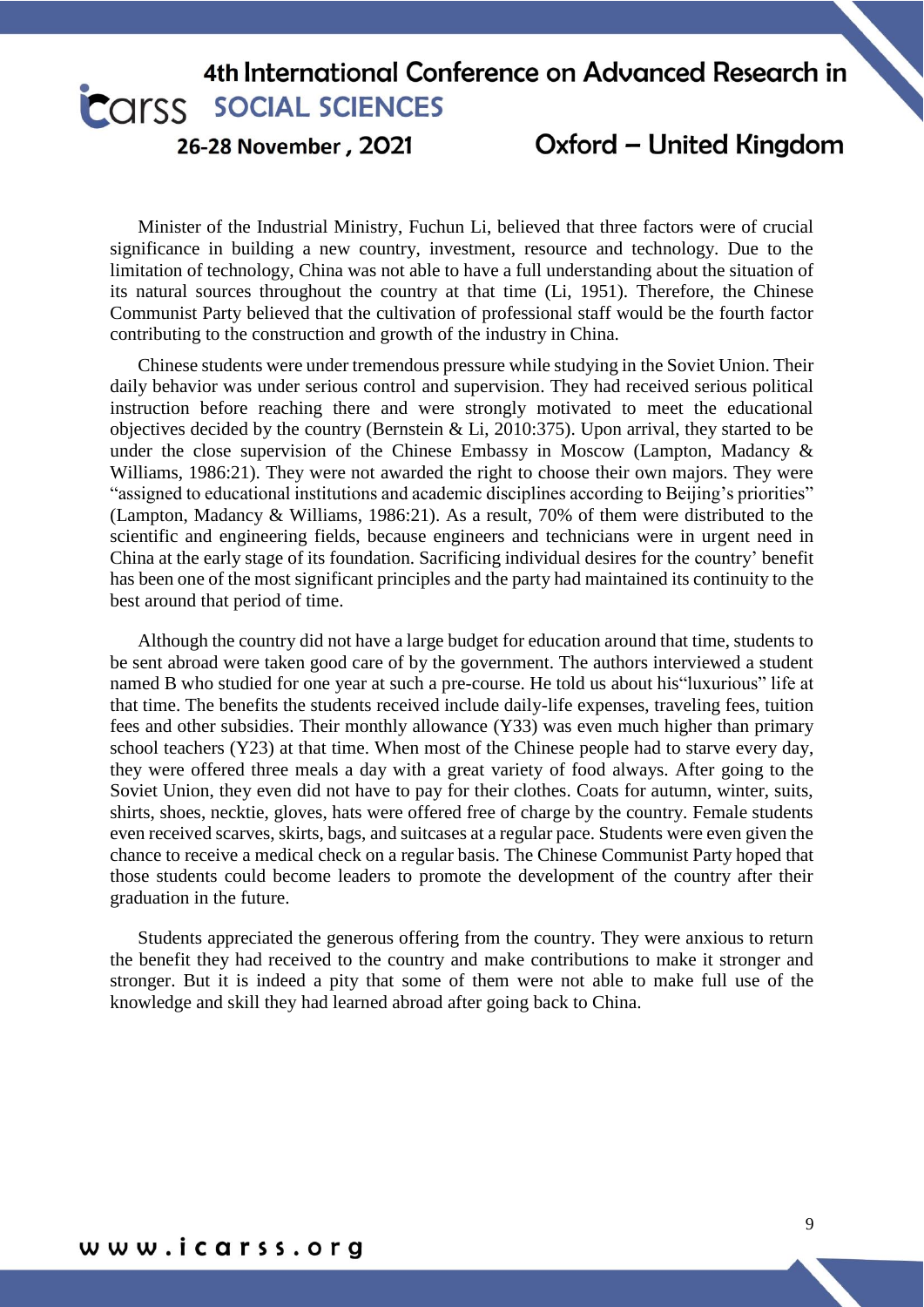Minister of the Industrial Ministry, Fuchun Li, believed that three factors were of crucial significance in building a new country, investment, resource and technology. Due to the limitation of technology, China was not able to have a full understanding about the situation of its natural sources throughout the country at that time (Li, 1951). Therefore, the Chinese Communist Party believed that the cultivation of professional staff would be the fourth factor contributing to the construction and growth of the industry in China.

Chinese students were under tremendous pressure while studying in the Soviet Union. Their daily behavior was under serious control and supervision. They had received serious political instruction before reaching there and were strongly motivated to meet the educational objectives decided by the country (Bernstein & Li, 2010:375). Upon arrival, they started to be under the close supervision of the Chinese Embassy in Moscow (Lampton, Madancy & Williams, 1986:21). They were not awarded the right to choose their own majors. They were "assigned to educational institutions and academic disciplines according to Beijing's priorities" (Lampton, Madancy & Williams, 1986:21). As a result, 70% of them were distributed to the scientific and engineering fields, because engineers and technicians were in urgent need in China at the early stage of its foundation. Sacrificing individual desires for the country' benefit has been one of the most significant principles and the party had maintained its continuity to the best around that period of time.

Although the country did not have a large budget for education around that time, students to be sent abroad were taken good care of by the government. The authors interviewed a student named B who studied for one year at such a pre-course. He told us about his"luxurious" life at that time. The benefits the students received include daily-life expenses, traveling fees, tuition fees and other subsidies. Their monthly allowance (Y33) was even much higher than primary school teachers (Y23) at that time. When most of the Chinese people had to starve every day, they were offered three meals a day with a great variety of food always. After going to the Soviet Union, they even did not have to pay for their clothes. Coats for autumn, winter, suits, shirts, shoes, necktie, gloves, hats were offered free of charge by the country. Female students even received scarves, skirts, bags, and suitcases at a regular pace. Students were even given the chance to receive a medical check on a regular basis. The Chinese Communist Party hoped that those students could become leaders to promote the development of the country after their graduation in the future.

Students appreciated the generous offering from the country. They were anxious to return the benefit they had received to the country and make contributions to make it stronger and stronger. But it is indeed a pity that some of them were not able to make full use of the knowledge and skill they had learned abroad after going back to China.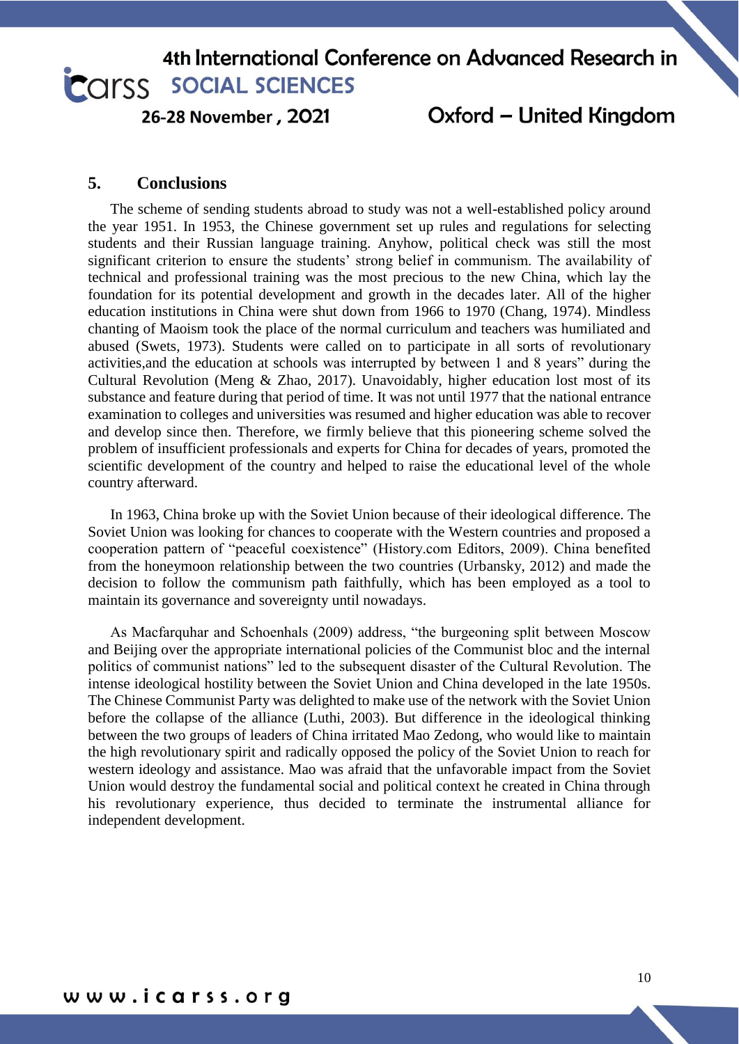## 5. Conclusions

The scheme of sending students abroad to study was not a well-established policy around the year 1951. In 1953, the Chinese government set up rules and regulations for selecting students and their Russian language training. Anyhow, political check was still the most significant criterion to ensure the students' strong belief in communism. The availability of technical and professional training was the most precious to the new China, which lay the foundation for its potential development and growth in the decades later. All of the higher education institutions in China were shut down from 1966 to 1970 (Chang, 1974). Mindless chanting of Maoism took the place of the normal curriculum and teachers was humiliated and abused (Swets, 1973). Students were called on to participate in all sorts of revolutionary activities,and the education at schools was interrupted by between 1 and 8 years" during the Cultural Revolution (Meng & Zhao, 2017). Unavoidably, higher education lost most of its substance and feature during that period of time. It was not until 1977 that the national entrance examination to colleges and universities was resumed and higher education was able to recover and develop since then. Therefore, we firmly believe that this pioneering scheme solved the problem of insufficient professionals and experts for China for decades of years, promoted the scientific development of the country and helped to raise the educational level of the whole country afterward.

In 1963, China broke up with the Soviet Union because of their ideological difference. The Soviet Union was looking for chances to cooperate with the Western countries and proposed a cooperation pattern of "peaceful coexistence" (History.com Editors, 2009). China benefited from the honeymoon relationship between the two countries (Urbansky, 2012) and made the decision to follow the communism path faithfully, which has been employed as a tool to maintain its governance and sovereignty until nowadays.

As Macfarquhar and Schoenhals (2009) address, "the burgeoning split between Moscow and Beijing over the appropriate international policies of the Communist bloc and the internal politics of communist nations" led to the subsequent disaster of the Cultural Revolution. The intense ideological hostility between the Soviet Union and China developed in the late 1950s. The Chinese Communist Party was delighted to make use of the network with the Soviet Union before the collapse of the alliance (Luthi, 2003). But difference in the ideological thinking between the two groups of leaders of China irritated Mao Zedong, who would like to maintain the high revolutionary spirit and radically opposed the policy of the Soviet Union to reach for western ideology and assistance. Mao was afraid that the unfavorable impact from the Soviet Union would destroy the fundamental social and political context he created in China through his revolutionary experience, thus decided to terminate the instrumental alliance for independent development.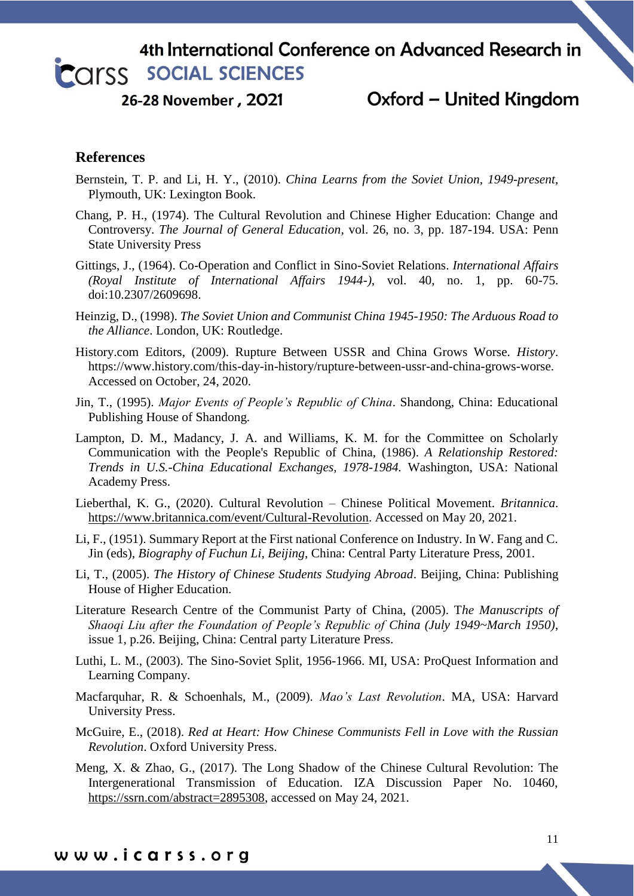## References

Bernstein, T. P. and Li, H. Y., (2010). *China Learns from the Soviet Union, 1949-present*, Plymouth, UK: Lexington Book.

Chang, P. H., (1974). The Cultural Revolution and Chinese Higher Education: Change and Controversy. *The Journal of General Education*, vol. 26, no. 3, pp. 187-194. USA: Penn State University Press

Gittings, J., (1964). Co-Operation and Conflict in Sino-Soviet Relations. *International Affairs (Royal Institute of International Affairs 1944-)*, vol. 40, no. 1, pp. 60-75. doi:10.2307/2609698.

Heinzig, D., (1998). *The Soviet Union and Communist China 1945-1950: The Arduous Road to the Alliance*. London, UK: Routledge.

History.com Editors, (2009). Rupture Between USSR and China Grows Worse. *History*. https://www.history.com/this-day-in-history/rupture-between-ussr-and-china-grows-worse. Accessed on October, 24, 2020.

Jin, T., (1995). *Major Events of People's Republic of China*. Shandong, China: Educational Publishing House of Shandong.

Lampton, D. M., Madancy, J. A. and Williams, K. M. for the Committee on Scholarly Communication with the People's Republic of China, (1986). *A Relationship Restored: Trends in U.S.-China Educational Exchanges, 1978-1984.* Washington, USA: National Academy Press.

Lieberthal, K. G., (2020). Cultural Revolution – Chinese Political Movement. *Britannica*. https://www.britannica.com/event/Cultural-Revolution. Accessed on May 20, 2021.

Li, F., (1951). Summary Report at the First national Conference on Industry. In W. Fang and C. Jin (eds), *Biography of Fuchun Li, Beijing*, China: Central Party Literature Press, 2001.

Li, T., (2005). *The History of Chinese Students Studying Abroad*. Beijing, China: Publishing House of Higher Education.

Literature Research Centre of the Communist Party of China, (2005). T*he Manuscripts of Shaoqi Liu after the Foundation of People's Republic of China (July 1949~March 1950)*, issue 1, p.26. Beijing, China: Central party Literature Press.

Luthi, L. M., (2003). The Sino-Soviet Split, 1956-1966. MI, USA: ProQuest Information and Learning Company.

Macfarquhar, R. & Schoenhals, M., (2009). *Mao's Last Revolution*. MA, USA: Harvard University Press.

McGuire, E., (2018). *Red at Heart: How Chinese Communists Fell in Love with the Russian Revolution*. Oxford University Press.

Meng, X. & Zhao, G., (2017). The Long Shadow of the Chinese Cultural Revolution: The Intergenerational Transmission of Education. IZA Discussion Paper No. 10460, https://ssrn.com/abstract=2895308, accessed on May 24, 2021.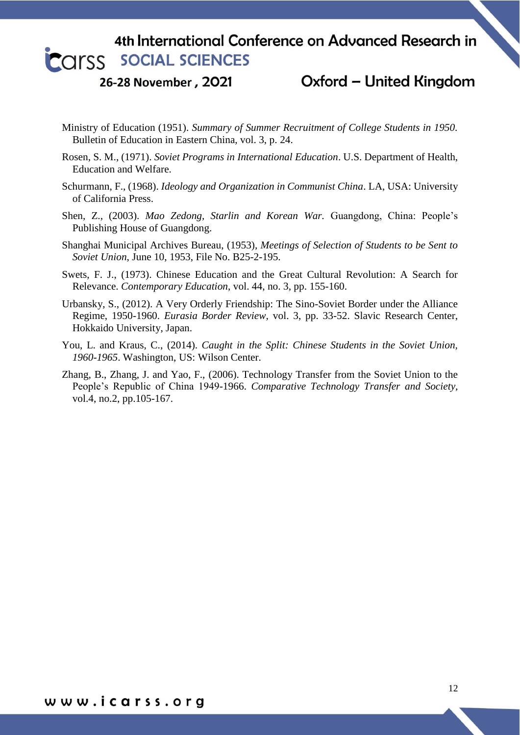Ministry of Education (1951). *Summary of Summer Recruitment of College Students in 1950.* Bulletin of Education in Eastern China, vol. 3, p. 24.

Rosen, S. M., (1971). *Soviet Programs in International Education*. U.S. Department of Health, Education and Welfare.

Schurmann, F., (1968). *Ideology and Organization in Communist China*. LA, USA: University of California Press.

Shen, Z., (2003). *Mao Zedong, Starlin and Korean War.* Guangdong, China: People's Publishing House of Guangdong.

Shanghai Municipal Archives Bureau, (1953), *Meetings of Selection of Students to be Sent to Soviet Union*, June 10, 1953, File No. B25-2-195.

Swets, F. J., (1973). Chinese Education and the Great Cultural Revolution: A Search for Relevance. *Contemporary Education*, vol. 44, no. 3, pp. 155-160.

Urbansky, S., (2012). A Very Orderly Friendship: The Sino-Soviet Border under the Alliance Regime, 1950-1960. *Eurasia Border Review*, vol. 3, pp. 33-52. Slavic Research Center, Hokkaido University, Japan.

You, L. and Kraus, C., (2014). *Caught in the Split: Chinese Students in the Soviet Union, 1960-1965*. Washington, US: Wilson Center.

Zhang, B., Zhang, J. and Yao, F., (2006). Technology Transfer from the Soviet Union to the People's Republic of China 1949-1966. *Comparative Technology Transfer and Society*, vol.4, no.2, pp.105-167.